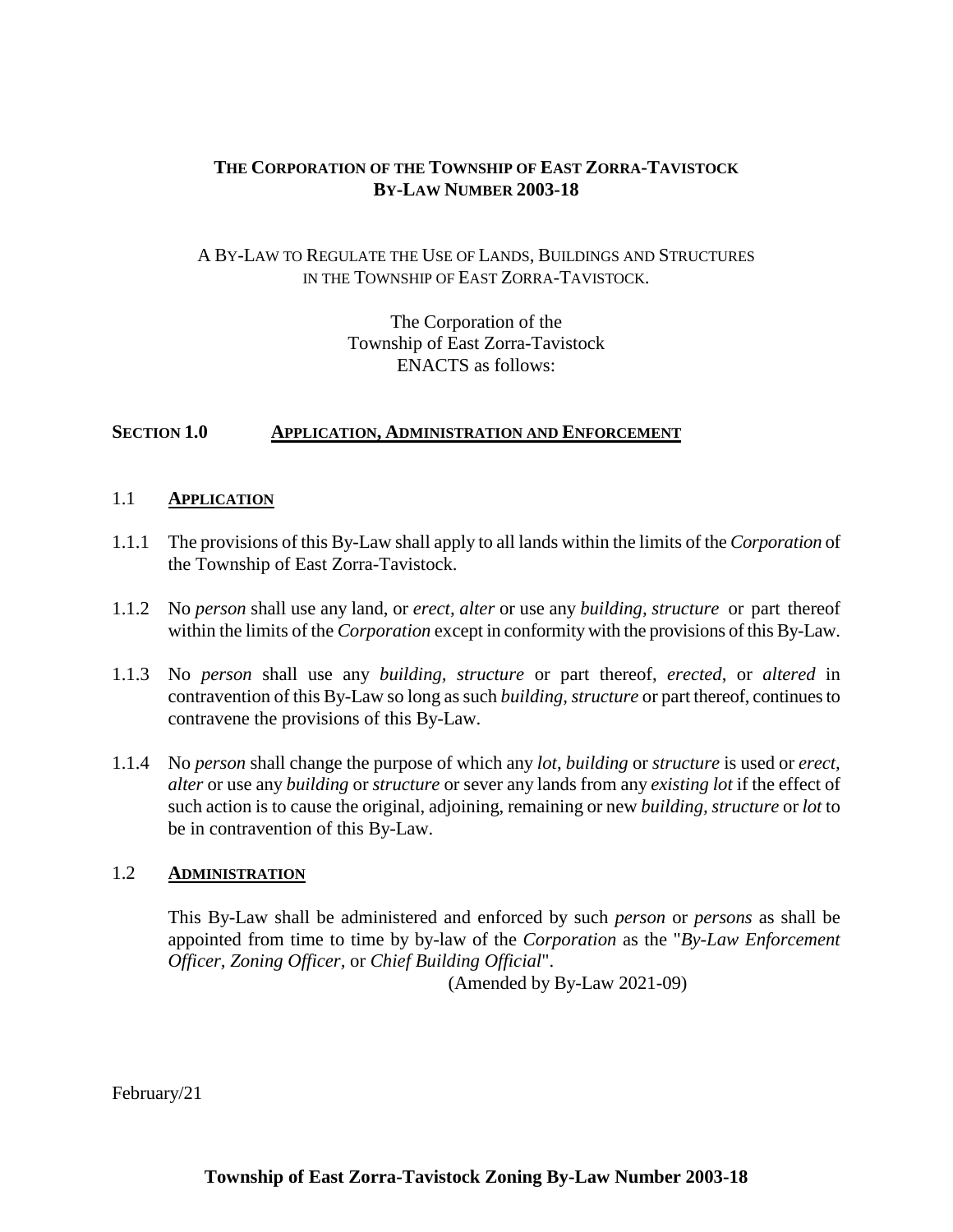# THE CORPORATION OF THE TOWNSHIP OF EAST ZORRA-TAVISTOCK
# BY-LAW NUMBER 2003-18

A BY-LAW TO REGULATE THE USE OF LANDS, BUILDINGS AND STRUCTURES IN THE TOWNSHIP OF EAST ZORRA-TAVISTOCK.

The Corporation of the
Township of East Zorra-Tavistock
ENACTS as follows:

## SECTION 1.0 APPLICATION, ADMINISTRATION AND ENFORCEMENT

### 1.1 APPLICATION

1.1.1 The provisions of this By-Law shall apply to all lands within the limits of the *Corporation* of the Township of East Zorra-Tavistock.

1.1.2 No *person* shall use any land, or *erect, alter* or use any *building, structure* or part thereof within the limits of the *Corporation* except in conformity with the provisions of this By-Law.

1.1.3 No *person* shall use any *building, structure* or part thereof, *erected*, or *altered* in contravention of this By-Law so long as such *building, structure* or part thereof, continues to contravene the provisions of this By-Law.

1.1.4 No *person* shall change the purpose of which any *lot*, *building* or *structure* is used or *erect, alter* or use any *building* or *structure* or sever any lands from any *existing lot* if the effect of such action is to cause the original, adjoining, remaining or new *building, structure* or *lot* to be in contravention of this By-Law.

### 1.2 ADMINISTRATION

This By-Law shall be administered and enforced by such *person* or *persons* as shall be appointed from time to time by by-law of the *Corporation* as the "*By-Law Enforcement Officer, Zoning Officer,* or *Chief Building Official*".

(Amended by By-Law 2021-09)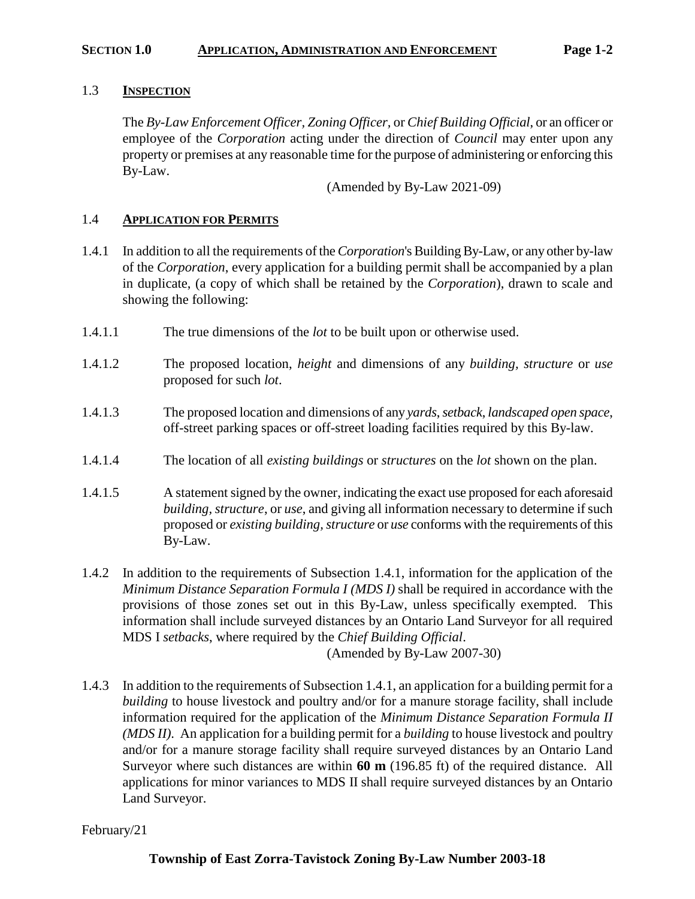## 1.3 **INSPECTION**

The *By-Law Enforcement Officer*, *Zoning Officer*, or *Chief Building Official*, or an officer or employee of the *Corporation* acting under the direction of *Council* may enter upon any property or premises at any reasonable time for the purpose of administering or enforcing this By-Law.

(Amended by By-Law 2021-09)

## 1.4 **APPLICATION FOR PERMITS**

1.4.1 In addition to all the requirements of the *Corporation*'s Building By-Law, or any other by-law of the *Corporation*, every application for a building permit shall be accompanied by a plan in duplicate, (a copy of which shall be retained by the *Corporation*), drawn to scale and showing the following:

1.4.1.1 The true dimensions of the *lot* to be built upon or otherwise used.

1.4.1.2 The proposed location, *height* and dimensions of any *building, structure* or *use* proposed for such *lot*.

1.4.1.3 The proposed location and dimensions of any *yards*, *setback*, *landscaped open space*, off-street parking spaces or off-street loading facilities required by this By-law.

1.4.1.4 The location of all *existing buildings* or *structures* on the *lot* shown on the plan.

1.4.1.5 A statement signed by the owner, indicating the exact use proposed for each aforesaid *building*, *structure*, or *use*, and giving all information necessary to determine if such proposed or *existing building, structure* or *use* conforms with the requirements of this By-Law.

1.4.2 In addition to the requirements of Subsection 1.4.1, information for the application of the *Minimum Distance Separation Formula I (MDS I)* shall be required in accordance with the provisions of those zones set out in this By-Law, unless specifically exempted. This information shall include surveyed distances by an Ontario Land Surveyor for all required MDS I *setbacks*, where required by the *Chief Building Official*.

(Amended by By-Law 2007-30)

1.4.3 In addition to the requirements of Subsection 1.4.1, an application for a building permit for a *building* to house livestock and poultry and/or for a manure storage facility, shall include information required for the application of the *Minimum Distance Separation Formula II (MDS II)*. An application for a building permit for a *building* to house livestock and poultry and/or for a manure storage facility shall require surveyed distances by an Ontario Land Surveyor where such distances are within **60 m** (196.85 ft) of the required distance. All applications for minor variances to MDS II shall require surveyed distances by an Ontario Land Surveyor.

February/21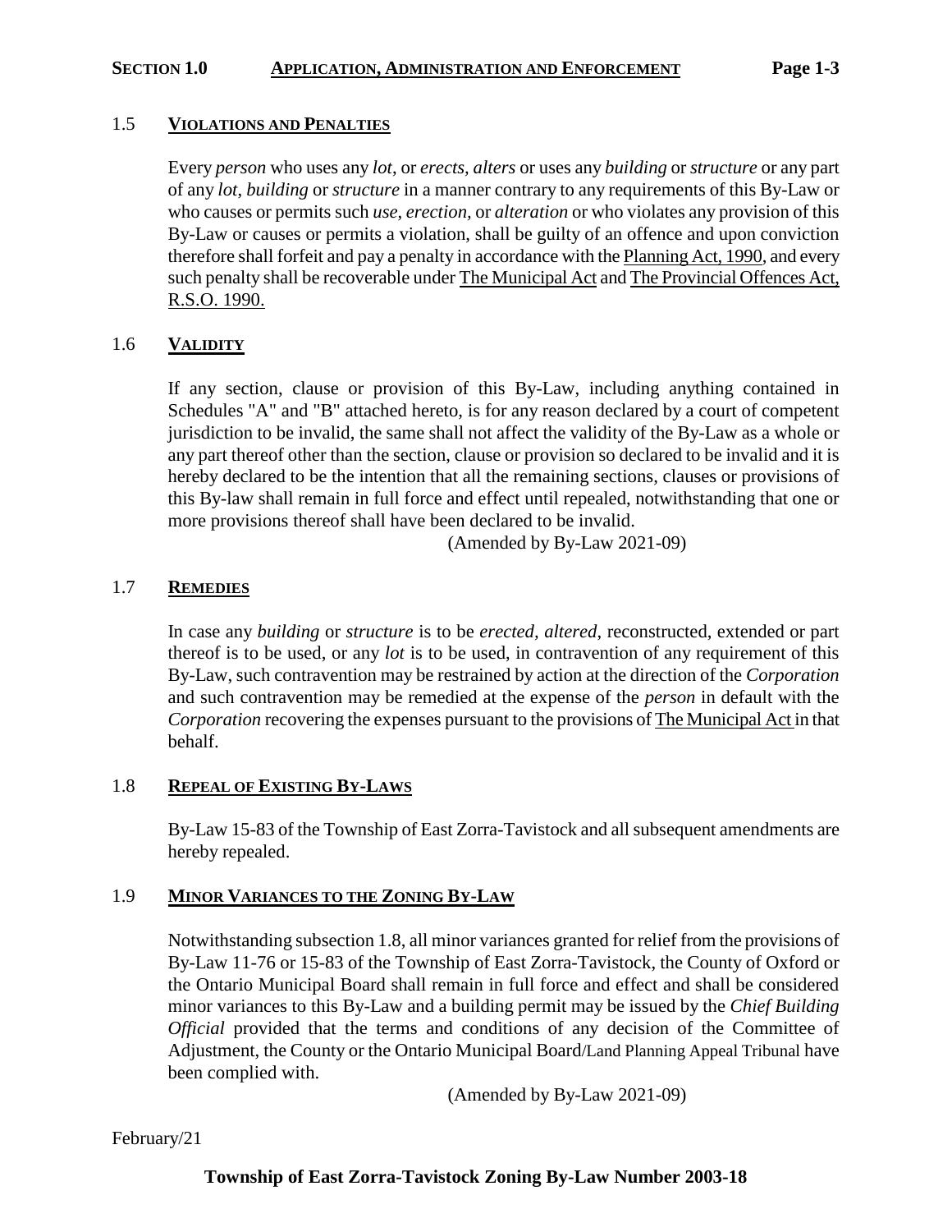### 1.5 VIOLATIONS AND PENALTIES

Every *person* who uses any *lot*, or *erects, alters* or uses any *building* or *structure* or any part of any *lot*, *building* or *structure* in a manner contrary to any requirements of this By-Law or who causes or permits such *use*, *erection*, or *alteration* or who violates any provision of this By-Law or causes or permits a violation, shall be guilty of an offence and upon conviction therefore shall forfeit and pay a penalty in accordance with the Planning Act, 1990, and every such penalty shall be recoverable under The Municipal Act and The Provincial Offences Act, R.S.O. 1990.

### 1.6 VALIDITY

If any section, clause or provision of this By-Law, including anything contained in Schedules "A" and "B" attached hereto, is for any reason declared by a court of competent jurisdiction to be invalid, the same shall not affect the validity of the By-Law as a whole or any part thereof other than the section, clause or provision so declared to be invalid and it is hereby declared to be the intention that all the remaining sections, clauses or provisions of this By-law shall remain in full force and effect until repealed, notwithstanding that one or more provisions thereof shall have been declared to be invalid.

(Amended by By-Law 2021-09)

### 1.7 REMEDIES

In case any *building* or *structure* is to be *erected, altered*, reconstructed, extended or part thereof is to be used, or any *lot* is to be used, in contravention of any requirement of this By-Law, such contravention may be restrained by action at the direction of the *Corporation* and such contravention may be remedied at the expense of the *person* in default with the *Corporation* recovering the expenses pursuant to the provisions of The Municipal Act in that behalf.

### 1.8 REPEAL OF EXISTING BY-LAWS

By-Law 15-83 of the Township of East Zorra-Tavistock and all subsequent amendments are hereby repealed.

### 1.9 MINOR VARIANCES TO THE ZONING BY-LAW

Notwithstanding subsection 1.8, all minor variances granted for relief from the provisions of By-Law 11-76 or 15-83 of the Township of East Zorra-Tavistock, the County of Oxford or the Ontario Municipal Board shall remain in full force and effect and shall be considered minor variances to this By-Law and a building permit may be issued by the *Chief Building Official* provided that the terms and conditions of any decision of the Committee of Adjustment, the County or the Ontario Municipal Board/Land Planning Appeal Tribunal have been complied with.

(Amended by By-Law 2021-09)